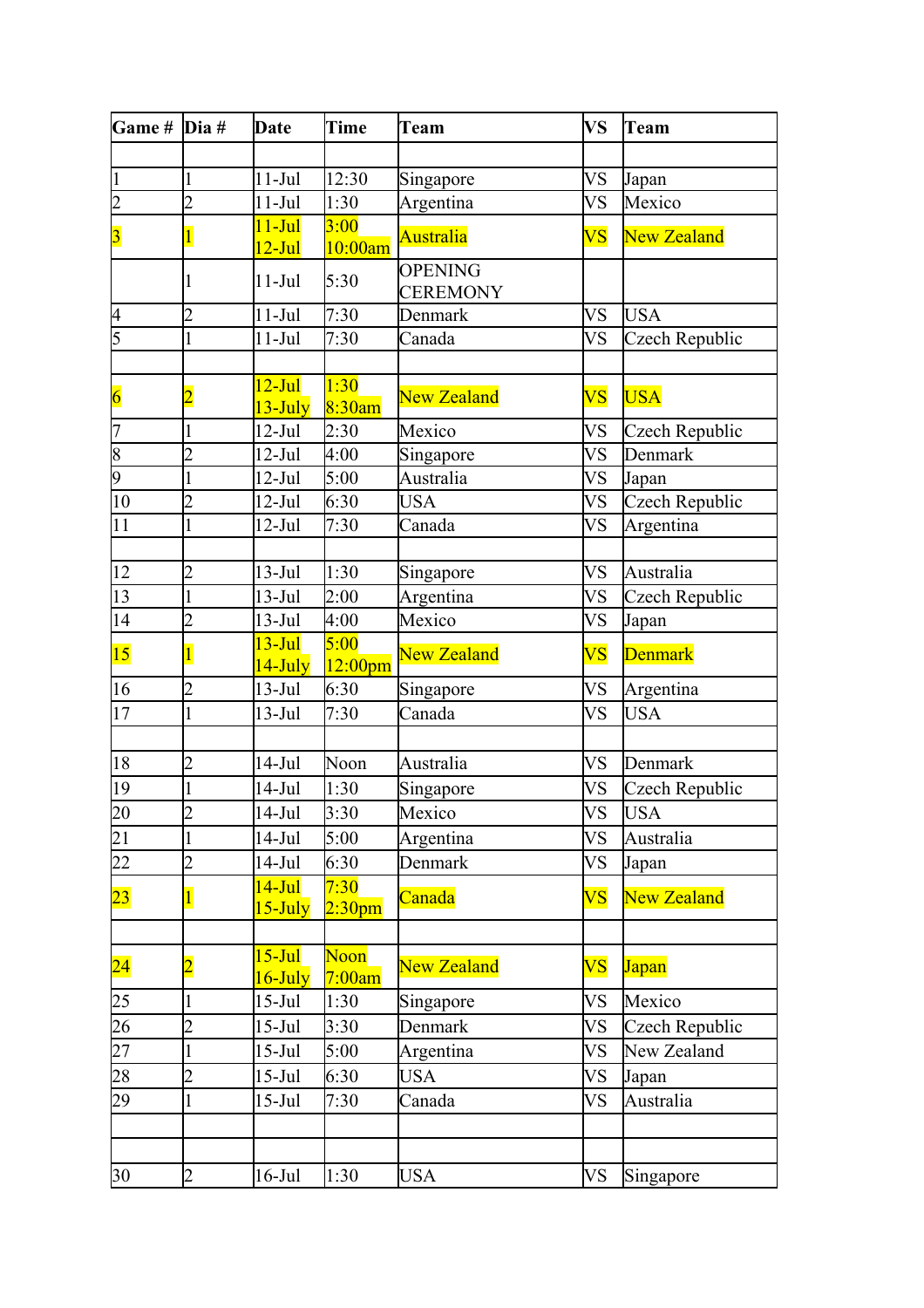| Game # | Dia # | Date | Time | Team | VS | Team |
|---|---|---|---|---|---|---|
| | | | | | | |
| 1 | 1 | 11-Jul | 12:30 | Singapore | VS | Japan |
| 2 | 2 | 11-Jul | 1:30 | Argentina | VS | Mexico |
| 3 | 1 | 11-Jul 12-Jul | 3:00 10:00am | Australia | VS | New Zealand |
| | 1 | 11-Jul | 5:30 | OPENING CEREMONY | | |
| 4 | 2 | 11-Jul | 7:30 | Denmark | VS | USA |
| 5 | 1 | 11-Jul | 7:30 | Canada | VS | Czech Republic |
| | | | | | | |
| 6 | 2 | 12-Jul 13-July | 1:30 8:30am | New Zealand | VS | USA |
| 7 | 1 | 12-Jul | 2:30 | Mexico | VS | Czech Republic |
| 8 | 2 | 12-Jul | 4:00 | Singapore | VS | Denmark |
| 9 | 1 | 12-Jul | 5:00 | Australia | VS | Japan |
| 10 | 2 | 12-Jul | 6:30 | USA | VS | Czech Republic |
| 11 | 1 | 12-Jul | 7:30 | Canada | VS | Argentina |
| | | | | | | |
| 12 | 2 | 13-Jul | 1:30 | Singapore | VS | Australia |
| 13 | 1 | 13-Jul | 2:00 | Argentina | VS | Czech Republic |
| 14 | 2 | 13-Jul | 4:00 | Mexico | VS | Japan |
| 15 | 1 | 13-Jul 14-July | 5:00 12:00pm | New Zealand | VS | Denmark |
| 16 | 2 | 13-Jul | 6:30 | Singapore | VS | Argentina |
| 17 | 1 | 13-Jul | 7:30 | Canada | VS | USA |
| | | | | | | |
| 18 | 2 | 14-Jul | Noon | Australia | VS | Denmark |
| 19 | 1 | 14-Jul | 1:30 | Singapore | VS | Czech Republic |
| 20 | 2 | 14-Jul | 3:30 | Mexico | VS | USA |
| 21 | 1 | 14-Jul | 5:00 | Argentina | VS | Australia |
| 22 | 2 | 14-Jul | 6:30 | Denmark | VS | Japan |
| 23 | 1 | 14-Jul 15-July | 7:30 2:30pm | Canada | VS | New Zealand |
| | | | | | | |
| 24 | 2 | 15-Jul 16-July | Noon 7:00am | New Zealand | VS | Japan |
| 25 | 1 | 15-Jul | 1:30 | Singapore | VS | Mexico |
| 26 | 2 | 15-Jul | 3:30 | Denmark | VS | Czech Republic |
| 27 | 1 | 15-Jul | 5:00 | Argentina | VS | New Zealand |
| 28 | 2 | 15-Jul | 6:30 | USA | VS | Japan |
| 29 | 1 | 15-Jul | 7:30 | Canada | VS | Australia |
| | | | | | | |
| | | | | | | |
| 30 | 2 | 16-Jul | 1:30 | USA | VS | Singapore |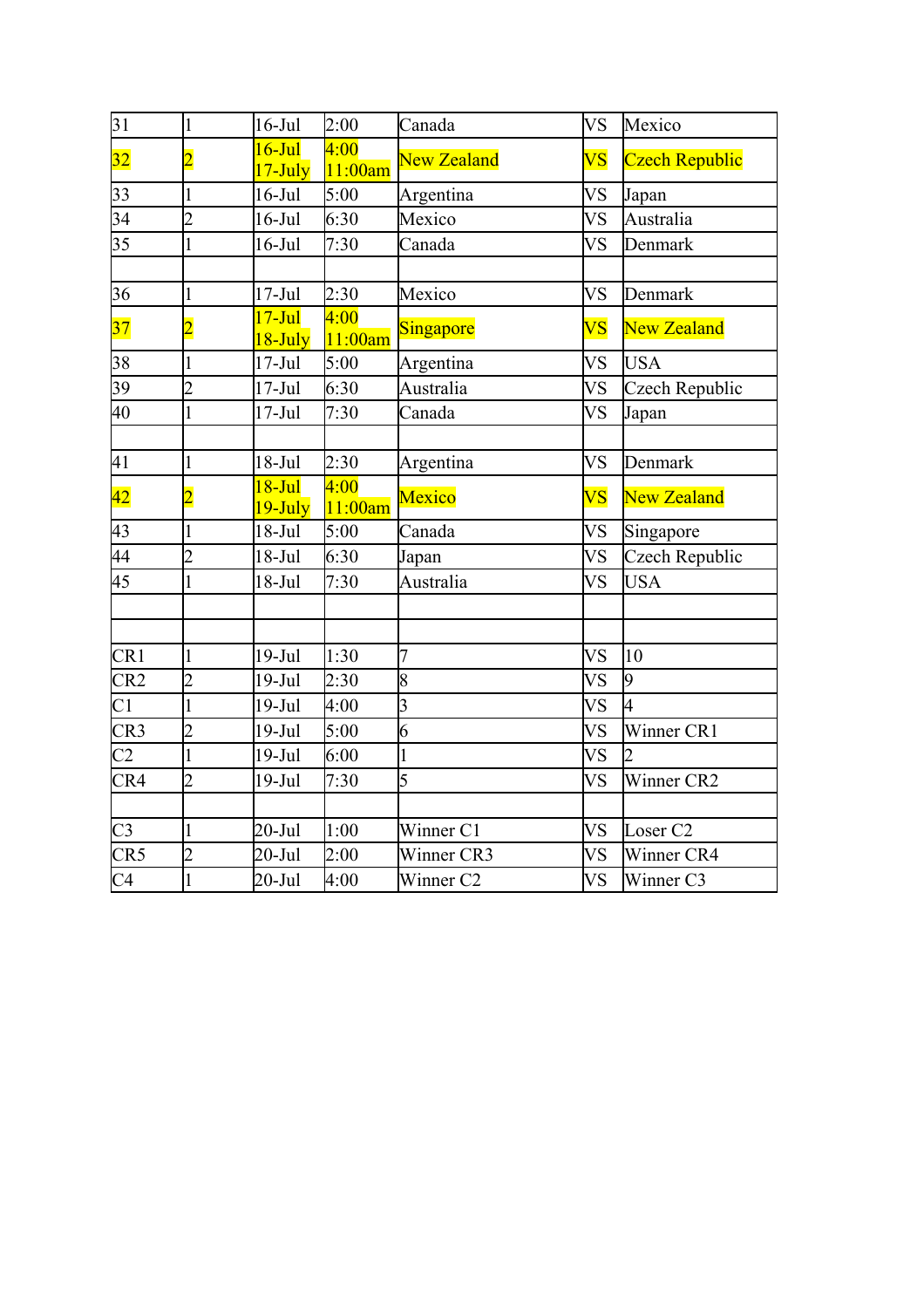| | | | | | | |
|---|---|---|---|---|---|---|
| 31 | 1 | 16-Jul | 2:00 | Canada | VS | Mexico |
| 32 | 2 | 16-Jul 17-July | 4:00 11:00am | New Zealand | VS | Czech Republic |
| 33 | 1 | 16-Jul | 5:00 | Argentina | VS | Japan |
| 34 | 2 | 16-Jul | 6:30 | Mexico | VS | Australia |
| 35 | 1 | 16-Jul | 7:30 | Canada | VS | Denmark |
| | | | | | | |
| 36 | 1 | 17-Jul | 2:30 | Mexico | VS | Denmark |
| 37 | 2 | 17-Jul 18-July | 4:00 11:00am | Singapore | VS | New Zealand |
| 38 | 1 | 17-Jul | 5:00 | Argentina | VS | USA |
| 39 | 2 | 17-Jul | 6:30 | Australia | VS | Czech Republic |
| 40 | 1 | 17-Jul | 7:30 | Canada | VS | Japan |
| | | | | | | |
| 41 | 1 | 18-Jul | 2:30 | Argentina | VS | Denmark |
| 42 | 2 | 18-Jul 19-July | 4:00 11:00am | Mexico | VS | New Zealand |
| 43 | 1 | 18-Jul | 5:00 | Canada | VS | Singapore |
| 44 | 2 | 18-Jul | 6:30 | Japan | VS | Czech Republic |
| 45 | 1 | 18-Jul | 7:30 | Australia | VS | USA |
| | | | | | | |
| | | | | | | |
| CR1 | 1 | 19-Jul | 1:30 | 7 | VS | 10 |
| CR2 | 2 | 19-Jul | 2:30 | 8 | VS | 9 |
| C1 | 1 | 19-Jul | 4:00 | 3 | VS | 4 |
| CR3 | 2 | 19-Jul | 5:00 | 6 | VS | Winner CR1 |
| C2 | 1 | 19-Jul | 6:00 | 1 | VS | 2 |
| CR4 | 2 | 19-Jul | 7:30 | 5 | VS | Winner CR2 |
| | | | | | | |
| C3 | 1 | 20-Jul | 1:00 | Winner C1 | VS | Loser C2 |
| CR5 | 2 | 20-Jul | 2:00 | Winner CR3 | VS | Winner CR4 |
| C4 | 1 | 20-Jul | 4:00 | Winner C2 | VS | Winner C3 |